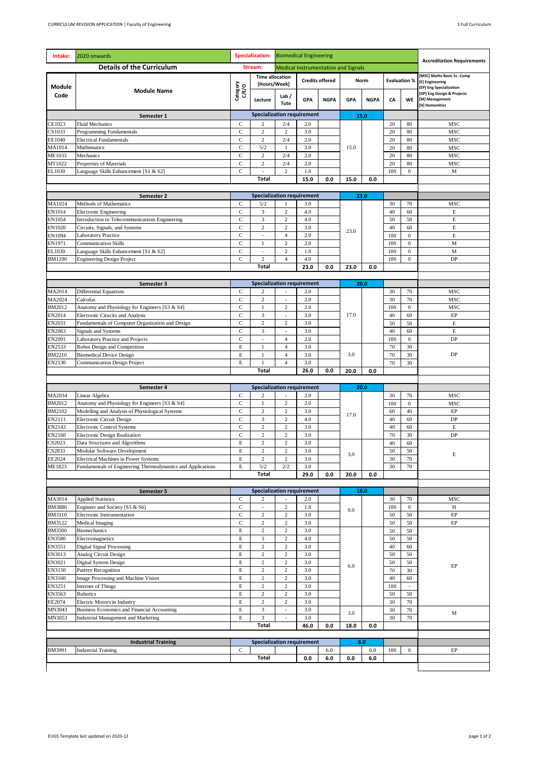| Intake: | 2020 onwards | Specialization: | | Biomedical Engineering | | | | | | | Accreditation Requirements |
|---|---|---|---|---|---|---|---|---|---|---|---|
| **Details of the Curriculum** | | Stream: | | Medical Instrumentation and Signals | | | | | | | |
| Module Code | Module Name | Category C/E/O | Time allocation [Hours/Week] | | Credits offered | | Norm | | Evaluation % | | [MSC] Maths Basic Sc. Comp [E] Engineering [EP] Eng Specialization [DP] Eng Design & Projects [M] Management [H] Humanities |
| | | | Lecture | Lab / Tute | GPA | NGPA | GPA | NGPA | CA | WE | |
| **Semester 1** | | Specialization requirement | | | | | 15.0 | | | | |
| CE1023 | Fluid Mechanics | C | 2 | 2/4 | 2.0 | | 15.0 | | 20 | 80 | MSC |
| CS1033 | Programming Fundamentals | C | 2 | 2 | 3.0 | | | | 20 | 80 | MSC |
| EE1040 | Electrical Fundamentals | C | 2 | 2/4 | 2.0 | | | | 20 | 80 | MSC |
| MA1014 | Mathematics | C | 5/2 | 1 | 3.0 | | | | 20 | 80 | MSC |
| ME1033 | Mechanics | C | 2 | 2/4 | 2.0 | | | | 20 | 80 | MSC |
| MT1022 | Properties of Materials | C | 2 | 2/4 | 2.0 | | | | 20 | 80 | MSC |
| EL1030 | Language Skills Enhancement [S1 & S2] | C | - | 2 | 1.0 | | | | 100 | 0 | M |
| | | | **Total** | | **15.0** | **0.0** | **15.0** | **0.0** | | | |
| **Semester 2** | | Specialization requirement | | | | | 23.0 | | | | |
| MA1024 | Methods of Mathematics | C | 5/2 | 1 | 3.0 | | 23.0 | | 30 | 70 | MSC |
| EN1014 | Electronic Engineering | C | 3 | 2 | 4.0 | | | | 40 | 60 | E |
| EN1054 | Introduction to Telecommunications Engineering | C | 3 | 2 | 4.0 | | | | 50 | 50 | E |
| EN1020 | Circuits, Signals, and Systems | C | 2 | 2 | 3.0 | | | | 40 | 60 | E |
| EN1094 | Laboratory Practice | C | - | 4 | 2.0 | | | | 100 | 0 | E |
| EN1971 | Communication Skills | C | 1 | 2 | 2.0 | | | | 100 | 0 | M |
| EL1030 | Language Skills Enhancement [S1 & S2] | C | - | 2 | 1.0 | | | | 100 | 0 | M |
| BM1190 | Engineering Design Project | C | 2 | 4 | 4.0 | | | | 100 | 0 | DP |
| | | | **Total** | | **23.0** | **0.0** | **23.0** | **0.0** | | | |
| **Semester 3** | | Specialization requirement | | | | | 20.0 | | | | |
| MA2014 | Differential Equations | C | 2 | - | 2.0 | | 17.0 | | 30 | 70 | MSC |
| MA2024 | Calculus | C | 2 | - | 2.0 | | | | 30 | 70 | MSC |
| BM2012 | Anatomy and Physiology for Engineers [S3 & S4] | C | 1 | 2 | 2.0 | | | | 100 | 0 | MSC |
| EN2014 | Electronic Ciruicts and Analysis | C | 3 | - | 3.0 | | | | 40 | 60 | EP |
| EN2031 | Fundamentals of Computer Organization and Design | C | 2 | 2 | 3.0 | | | | 50 | 50 | E |
| EN2063 | Signals and Systems | C | 3 | - | 3.0 | | | | 40 | 60 | E |
| EN2091 | Laboratory Practice and Projects | C | - | 4 | 2.0 | | | | 100 | 0 | DP |
| EN2533 | Robot Design and Competition | E | 1 | 4 | 3.0 | | 3.0 | | 70 | 30 | DP |
| BM2210 | Biomedical Device Design | E | 1 | 4 | 3.0 | | | | 70 | 30 | |
| EN2130 | Communication Design Project | E | 1 | 4 | 3.0 | | | | 70 | 30 | |
| | | | **Total** | | **26.0** | **0.0** | **20.0** | **0.0** | | | |
| **Semester 4** | | Specialization requirement | | | | | 20.0 | | | | |
| MA2034 | Linear Algebra | C | 2 | - | 2.0 | | 17.0 | | 30 | 70 | MSC |
| BM2012 | Anatomy and Physiology for Engineers [S3 & S4] | C | 1 | 2 | 2.0 | | | | 100 | 0 | MSC |
| BM2102 | Modelling and Analysis of Physiological Systems | C | 2 | 2 | 3.0 | | | | 60 | 40 | EP |
| EN2111 | Electronic Circuit Design | C | 3 | 2 | 4.0 | | | | 40 | 60 | DP |
| EN2143 | Electronic Control Systems | C | 2 | 2 | 3.0 | | | | 40 | 60 | E |
| EN2160 | Electronic Design Realization | C | 2 | 2 | 3.0 | | | | 70 | 30 | DP |
| CS2023 | Data Structures and Algorithms | E | 2 | 2 | 3.0 | | 3.0 | | 40 | 60 | E |
| CS2833 | Modular Software Development | E | 2 | 2 | 3.0 | | | | 50 | 50 | |
| EE2024 | Electrical Machines in Power Systems | E | 2 | 2 | 3.0 | | | | 30 | 70 | |
| ME1823 | Fundamentals of Engineering Thermodynamics and Applications | E | 5/2 | 2/2 | 3.0 | | | | 30 | 70 | |
| | | | **Total** | | **29.0** | **0.0** | **20.0** | **0.0** | | | |
| **Semester 5** | | Specialization requirement | | | | | 18.0 | | | | |
| MA3014 | Applied Statistics | C | 2 | - | 2.0 | | 9.0 | | 30 | 70 | MSC |
| BM3880 | Engineer and Society [S5 & S6] | C | - | 2 | 1.0 | | | | 100 | 0 | H |
| BM3110 | Electronic Instrumentation | C | 2 | 2 | 3.0 | | | | 50 | 50 | EP |
| BM3122 | Medical Imaging | C | 2 | 2 | 3.0 | | | | 50 | 50 | EP |
| BM3500 | Biomechanics | E | 2 | 2 | 3.0 | | 6.0 | | 50 | 50 | EP |
| EN3580 | Electromagnetics | E | 3 | 2 | 4.0 | | | | 50 | 50 | |
| EN3551 | Digital Signal Processing | E | 2 | 2 | 3.0 | | | | 40 | 60 | |
| EN3013 | Analog Circuit Design | E | 2 | 2 | 3.0 | | | | 50 | 50 | |
| EN3021 | Digital System Design | E | 2 | 2 | 3.0 | | | | 50 | 50 | |
| EN3150 | Pattern Recognition | E | 2 | 2 | 3.0 | | | | 70 | 30 | |
| EN3160 | Image Processing and Machine Vision | E | 2 | 2 | 3.0 | | | | 40 | 60 | |
| EN3251 | Internet of Things | E | 2 | 2 | 3.0 | | | | 100 | - | |
| EN3563 | Robotics | E | 2 | 2 | 3.0 | | | | 50 | 50 | |
| EE2074 | Electric Motors in Industry | E | 2 | 2 | 3.0 | | | | 30 | 70 | |
| MN3043 | Business Economics and Financial Accounting | E | 3 | - | 3.0 | | 3.0 | | 30 | 70 | M |
| MN3053 | Industrial Management and Marketing | E | 3 | - | 3.0 | | | | 30 | 70 | |
| | | | **Total** | | **46.0** | **0.0** | **18.0** | **0.0** | | | |
| **Industrial Training** | | Specialization requirement | | | | | 6.0 | | | | |
| BM3991 | Industrial Training | C | | | | 6.0 | | 6.0 | 100 | 0 | EP |
| | | | **Total** | | **0.0** | **6.0** | **0.0** | **6.0** | | | |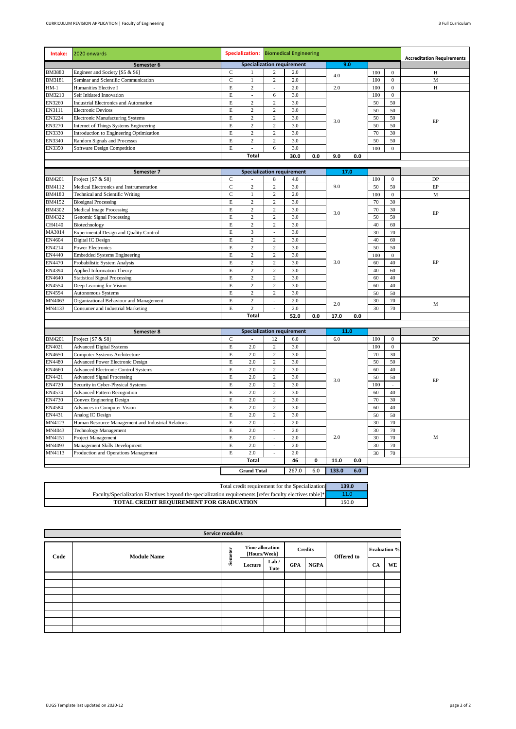| Intake: | 2020 onwards | Specialization: | Biomedical Engineering | | | | | | | | | Accreditation Requirements |
|---|---|---|---|---|---|---|---|---|---|---|---|---|
| | **Semester 6** | **Specialization requirement** | | | | | **9.0** | | | | | |
| BM3880 | Engineer and Society [S5 & S6] | C | 1 | 2 | 2.0 | | 4.0 | | 100 | 0 | | H |
| BM3181 | Seminar and Scientific Communication | C | 1 | 2 | 2.0 | | | | 100 | 0 | | M |
| HM-1 | Humanities Elective I | E | 2 | - | 2.0 | | 2.0 | | 100 | 0 | | H |
| BM3210 | Self Initiated Innovation | E | - | 6 | 3.0 | | 3.0 | | 100 | 0 | | EP |
| EN3260 | Industrial Electronics and Automation | E | 2 | 2 | 3.0 | | | | 50 | 50 | | |
| EN3111 | Electronic Devices | E | 2 | 2 | 3.0 | | | | 50 | 50 | | |
| EN3224 | Electronic Manufacturing Systems | E | 2 | 2 | 3.0 | | | | 50 | 50 | | |
| EN3270 | Internet of Things Systems Engineering | E | 2 | 2 | 3.0 | | | | 50 | 50 | | |
| EN3330 | Introduction to Engineering Optimization | E | 2 | 2 | 3.0 | | | | 70 | 30 | | |
| EN3340 | Random Signals and Processes | E | 2 | 2 | 3.0 | | | | 50 | 50 | | |
| EN3350 | Software Design Competition | E | - | 6 | 3.0 | | | | 100 | 0 | | |
| | | **Total** | | | **30.0** | **0.0** | **9.0** | **0.0** | | | | |
| | **Semester 7** | **Specialization requirement** | | | | | **17.0** | | | | | |
| BM4201 | Project [S7 & S8] | C | - | 8 | 4.0 | | 9.0 | | 100 | 0 | | DP |
| BM4112 | Medical Electronics and Instrumentation | C | 2 | 2 | 3.0 | | | | 50 | 50 | | EP |
| BM4180 | Technical and Scientific Writing | C | 1 | 2 | 2.0 | | | | 100 | 0 | | M |
| BM4152 | Biosignal Processing | E | 2 | 2 | 3.0 | | 3.0 | | 70 | 30 | | EP |
| BM4302 | Medical Image Processing | E | 2 | 2 | 3.0 | | | | 70 | 30 | | |
| BM4322 | Genomic Signal Processing | E | 2 | 2 | 3.0 | | | | 50 | 50 | | |
| CH4140 | Biotechnology | E | 2 | 2 | 3.0 | | 3.0 | | 40 | 60 | | EP |
| MA3014 | Experimental Design and Quality Control | E | 3 | - | 3.0 | | | | 30 | 70 | | |
| EN4604 | Digital IC Design | E | 2 | 2 | 3.0 | | | | 40 | 60 | | |
| EN4214 | Power Electronics | E | 2 | 2 | 3.0 | | | | 50 | 50 | | |
| EN4440 | Embedded Systems Engineering | E | 2 | 2 | 3.0 | | | | 100 | 0 | | |
| EN4470 | Probabilistic System Analysis | E | 2 | 2 | 3.0 | | | | 60 | 40 | | |
| EN4394 | Applied Information Theory | E | 2 | 2 | 3.0 | | | | 40 | 60 | | |
| EN4640 | Statistical Signal Processing | E | 2 | 2 | 3.0 | | | | 60 | 40 | | |
| EN4554 | Deep Learning for Vision | E | 2 | 2 | 3.0 | | | | 60 | 40 | | |
| EN4594 | Autonomous Systems | E | 2 | 2 | 3.0 | | | | 50 | 50 | | |
| MN4063 | Organizational Behaviour and Management | E | 2 | - | 2.0 | | 2.0 | | 30 | 70 | | M |
| MN4133 | Consumer and Industrial Marketing | E | 2 | - | 2.0 | | | | 30 | 70 | | |
| | | **Total** | | | **52.0** | **0.0** | **17.0** | **0.0** | | | | |
| | **Semester 8** | **Specialization requirement** | | | | | **11.0** | | | | | |
| BM4201 | Project [S7 & S8] | C | - | 12 | 6.0 | | 6.0 | | 100 | 0 | | DP |
| EN4021 | Advanced Digital Systems | E | 2.0 | 2 | 3.0 | | 3.0 | | 100 | 0 | | EP |
| EN4650 | Computer Systems Architecture | E | 2.0 | 2 | 3.0 | | | | 70 | 30 | | |
| EN4480 | Advanced Power Electronic Design | E | 2.0 | 2 | 3.0 | | | | 50 | 50 | | |
| EN4660 | Advanced Electronic Control Systems | E | 2.0 | 2 | 3.0 | | | | 60 | 40 | | |
| EN4421 | Advanced Signal Processing | E | 2.0 | 2 | 3.0 | | | | 50 | 50 | | |
| EN4720 | Security in Cyber-Physical Systems | E | 2.0 | 2 | 3.0 | | | | 100 | - | | |
| EN4574 | Advanced Pattern Recognition | E | 2.0 | 2 | 3.0 | | | | 60 | 40 | | |
| EN4730 | Convex Enginering Design | E | 2.0 | 2 | 3.0 | | | | 70 | 30 | | |
| EN4584 | Advances in Computer Vision | E | 2.0 | 2 | 3.0 | | | | 60 | 40 | | |
| EN4431 | Analog IC Design | E | 2.0 | 2 | 3.0 | | | | 50 | 50 | | |
| MN4123 | Human Resource Management and Industrial Relations | E | 2.0 | - | 2.0 | | 2.0 | | 30 | 70 | | M |
| MN4043 | Technology Management | E | 2.0 | - | 2.0 | | | | 30 | 70 | | |
| MN4151 | Project Management | E | 2.0 | - | 2.0 | | | | 30 | 70 | | |
| MN4093 | Management Skills Development | E | 2.0 | - | 2.0 | | | | 30 | 70 | | |
| MN4113 | Production and Operations Management | E | 2.0 | - | 2.0 | | | | 30 | 70 | | |
| | | **Total** | | | **46** | **0** | **11.0** | **0.0** | | | | |
| | | **Grand Total** | | | 267.0 | 6.0 | **133.0** | **6.0** | | | | |

| | |
|---|---|
| Total credit requirement for the Specialization | **139.0** |
| Faculty/Specialization Electives beyond the specialization requirements [refer faculty electives table]* | 11.0 |
| **TOTAL CREDIT REQUIREMENT FOR GRADUATION** | 150.0 |

**Service modules**

| Code | Module Name | Semeter | Time allocation [Hours/Week] | | Credits | | Offered to | Evaluation % | |
|---|---|---|---|---|---|---|---|---|---|
| | | | Lecture | Lab / Tute | GPA | NGPA | | CA | WE |
| | | | | | | | | | |
| | | | | | | | | | |
| | | | | | | | | | |
| | | | | | | | | | |
| | | | | | | | | | |
| | | | | | | | | | |
| | | | | | | | | | |
| | | | | | | | | | |